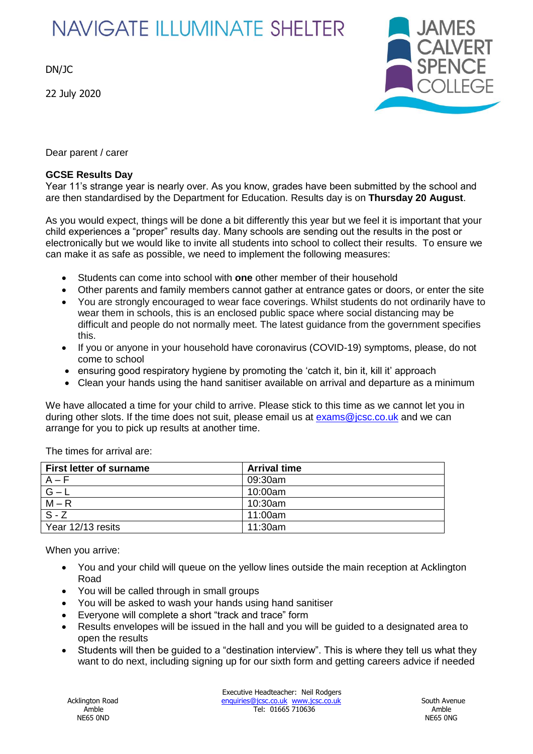NAVIGATE ILLUMINATE SHELTER

JAMES CALVERT SPENCE COLLEGE

DN/JC

22 July 2020

Dear parent / carer

**GCSE Results Day**

Year 11's strange year is nearly over. As you know, grades have been submitted by the school and are then standardised by the Department for Education. Results day is on **Thursday 20 August**.

As you would expect, things will be done a bit differently this year but we feel it is important that your child experiences a "proper" results day. Many schools are sending out the results in the post or electronically but we would like to invite all students into school to collect their results. To ensure we can make it as safe as possible, we need to implement the following measures:

- Students can come into school with **one** other member of their household
- Other parents and family members cannot gather at entrance gates or doors, or enter the site
- You are strongly encouraged to wear face coverings. Whilst students do not ordinarily have to wear them in schools, this is an enclosed public space where social distancing may be difficult and people do not normally meet. The latest guidance from the government specifies this.
- If you or anyone in your household have coronavirus (COVID-19) symptoms, please, do not come to school
- ensuring good respiratory hygiene by promoting the 'catch it, bin it, kill it' approach
- Clean your hands using the hand sanitiser available on arrival and departure as a minimum

We have allocated a time for your child to arrive. Please stick to this time as we cannot let you in during other slots. If the time does not suit, please email us at exams@jcsc.co.uk and we can arrange for you to pick up results at another time.

The times for arrival are:

| First letter of surname | Arrival time |
|---|---|
| A – F | 09:30am |
| G – L | 10:00am |
| M – R | 10:30am |
| S - Z | 11:00am |
| Year 12/13 resits | 11:30am |

When you arrive:

- You and your child will queue on the yellow lines outside the main reception at Acklington Road
- You will be called through in small groups
- You will be asked to wash your hands using hand sanitiser
- Everyone will complete a short "track and trace" form
- Results envelopes will be issued in the hall and you will be guided to a designated area to open the results
- Students will then be guided to a "destination interview". This is where they tell us what they want to do next, including signing up for our sixth form and getting careers advice if needed

Acklington Road
Amble
NE65 0ND

Executive Headteacher: Neil Rodgers
enquiries@jcsc.co.uk www.jcsc.co.uk
Tel: 01665 710636

South Avenue
Amble
NE65 0NG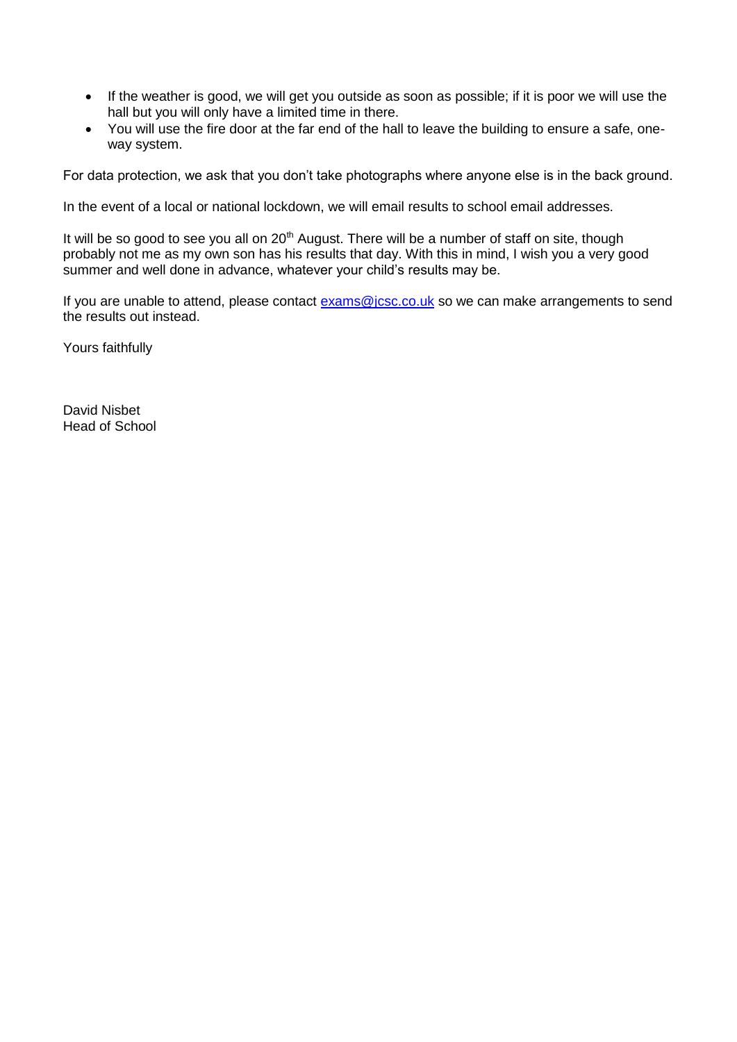- If the weather is good, we will get you outside as soon as possible; if it is poor we will use the hall but you will only have a limited time in there.
- You will use the fire door at the far end of the hall to leave the building to ensure a safe, one-way system.

For data protection, we ask that you don't take photographs where anyone else is in the back ground.

In the event of a local or national lockdown, we will email results to school email addresses.

It will be so good to see you all on 20th August. There will be a number of staff on site, though probably not me as my own son has his results that day. With this in mind, I wish you a very good summer and well done in advance, whatever your child's results may be.

If you are unable to attend, please contact [exams@jcsc.co.uk](mailto:exams@jcsc.co.uk) so we can make arrangements to send the results out instead.

Yours faithfully

David Nisbet  
Head of School